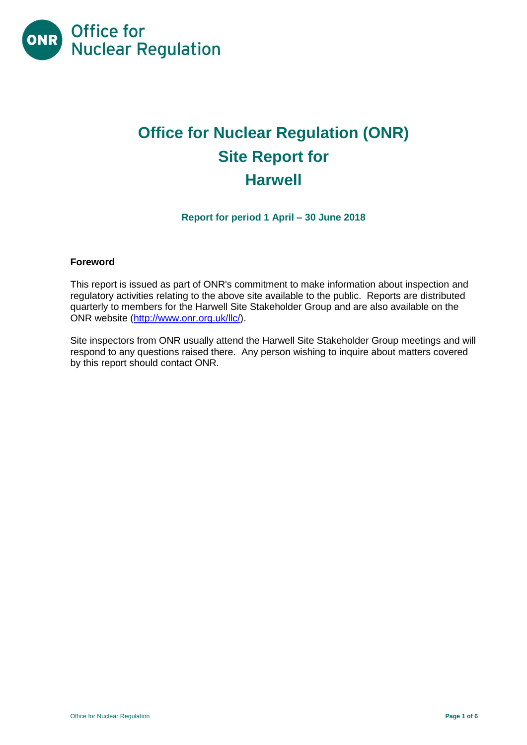# Office for Nuclear Regulation (ONR)
# Site Report for
# Harwell

### Report for period 1 April – 30 June 2018

**Foreword**

This report is issued as part of ONR's commitment to make information about inspection and regulatory activities relating to the above site available to the public. Reports are distributed quarterly to members for the Harwell Site Stakeholder Group and are also available on the ONR website (http://www.onr.org.uk/llc/).

Site inspectors from ONR usually attend the Harwell Site Stakeholder Group meetings and will respond to any questions raised there. Any person wishing to inquire about matters covered by this report should contact ONR.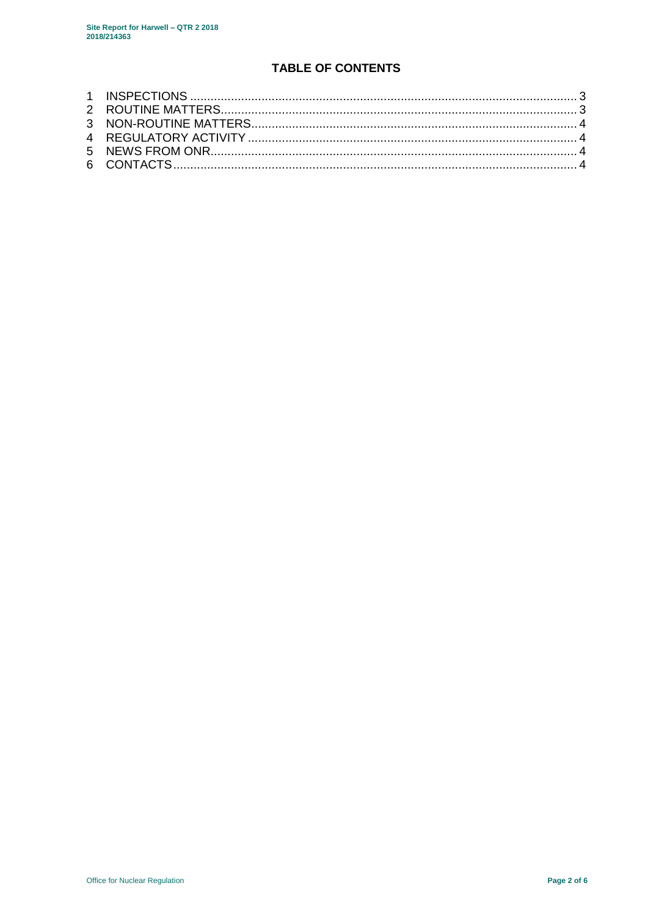## TABLE OF CONTENTS

1 INSPECTIONS ........................................................................................................ 3
2 ROUTINE MATTERS................................................................................................ 3
3 NON-ROUTINE MATTERS....................................................................................... 4
4 REGULATORY ACTIVITY ........................................................................................ 4
5 NEWS FROM ONR................................................................................................... 4
6 CONTACTS.............................................................................................................. 4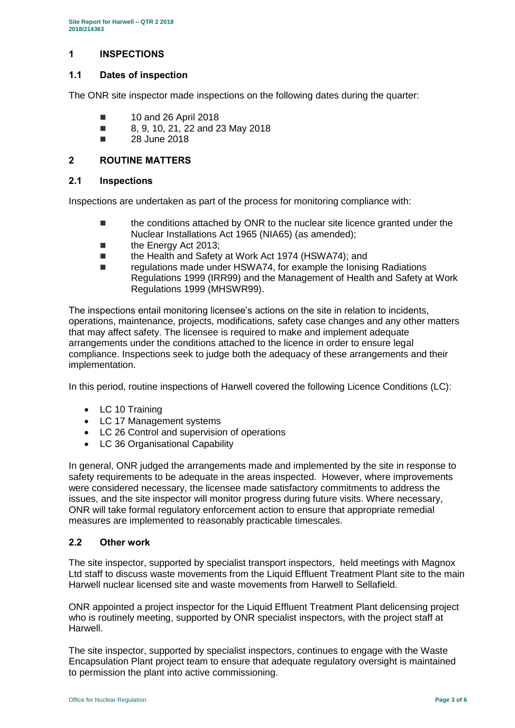## 1 INSPECTIONS

### 1.1 Dates of inspection

The ONR site inspector made inspections on the following dates during the quarter:

- 10 and 26 April 2018
- 8, 9, 10, 21, 22 and 23 May 2018
- 28 June 2018

## 2 ROUTINE MATTERS

### 2.1 Inspections

Inspections are undertaken as part of the process for monitoring compliance with:

- the conditions attached by ONR to the nuclear site licence granted under the Nuclear Installations Act 1965 (NIA65) (as amended);
- the Energy Act 2013;
- the Health and Safety at Work Act 1974 (HSWA74); and
- regulations made under HSWA74, for example the Ionising Radiations Regulations 1999 (IRR99) and the Management of Health and Safety at Work Regulations 1999 (MHSWR99).

The inspections entail monitoring licensee's actions on the site in relation to incidents, operations, maintenance, projects, modifications, safety case changes and any other matters that may affect safety. The licensee is required to make and implement adequate arrangements under the conditions attached to the licence in order to ensure legal compliance. Inspections seek to judge both the adequacy of these arrangements and their implementation.

In this period, routine inspections of Harwell covered the following Licence Conditions (LC):

- LC 10 Training
- LC 17 Management systems
- LC 26 Control and supervision of operations
- LC 36 Organisational Capability

In general, ONR judged the arrangements made and implemented by the site in response to safety requirements to be adequate in the areas inspected. However, where improvements were considered necessary, the licensee made satisfactory commitments to address the issues, and the site inspector will monitor progress during future visits. Where necessary, ONR will take formal regulatory enforcement action to ensure that appropriate remedial measures are implemented to reasonably practicable timescales.

### 2.2 Other work

The site inspector, supported by specialist transport inspectors, held meetings with Magnox Ltd staff to discuss waste movements from the Liquid Effluent Treatment Plant site to the main Harwell nuclear licensed site and waste movements from Harwell to Sellafield.

ONR appointed a project inspector for the Liquid Effluent Treatment Plant delicensing project who is routinely meeting, supported by ONR specialist inspectors, with the project staff at Harwell.

The site inspector, supported by specialist inspectors, continues to engage with the Waste Encapsulation Plant project team to ensure that adequate regulatory oversight is maintained to permission the plant into active commissioning.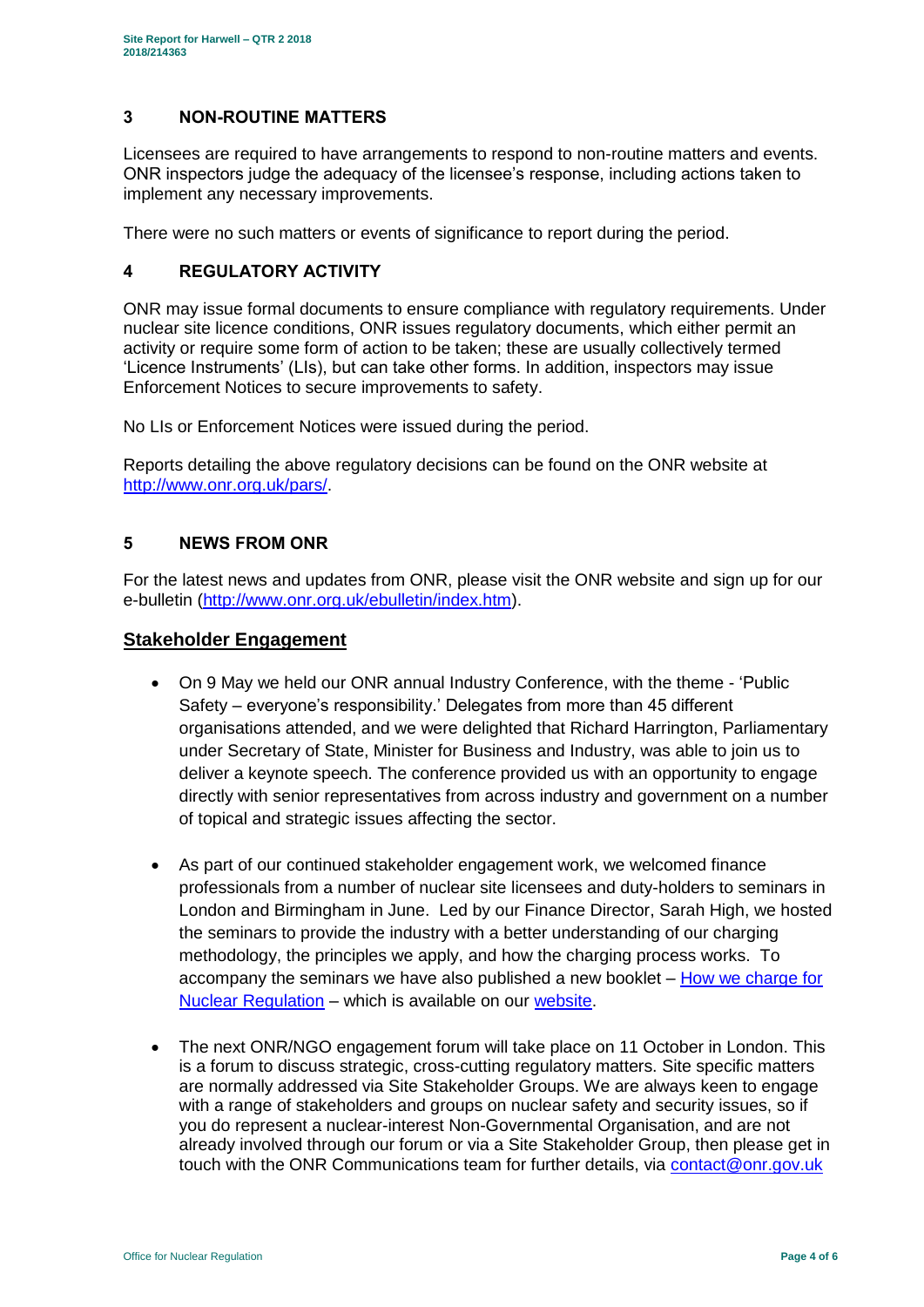## 3 NON-ROUTINE MATTERS

Licensees are required to have arrangements to respond to non-routine matters and events. ONR inspectors judge the adequacy of the licensee's response, including actions taken to implement any necessary improvements.

There were no such matters or events of significance to report during the period.

## 4 REGULATORY ACTIVITY

ONR may issue formal documents to ensure compliance with regulatory requirements. Under nuclear site licence conditions, ONR issues regulatory documents, which either permit an activity or require some form of action to be taken; these are usually collectively termed 'Licence Instruments' (LIs), but can take other forms. In addition, inspectors may issue Enforcement Notices to secure improvements to safety.

No LIs or Enforcement Notices were issued during the period.

Reports detailing the above regulatory decisions can be found on the ONR website at [http://www.onr.org.uk/pars/](http://www.onr.org.uk/pars/).

## 5 NEWS FROM ONR

For the latest news and updates from ONR, please visit the ONR website and sign up for our e-bulletin ([http://www.onr.org.uk/ebulletin/index.htm](http://www.onr.org.uk/ebulletin/index.htm)).

### Stakeholder Engagement

- On 9 May we held our ONR annual Industry Conference, with the theme - 'Public Safety – everyone's responsibility.' Delegates from more than 45 different organisations attended, and we were delighted that Richard Harrington, Parliamentary under Secretary of State, Minister for Business and Industry, was able to join us to deliver a keynote speech. The conference provided us with an opportunity to engage directly with senior representatives from across industry and government on a number of topical and strategic issues affecting the sector.

- As part of our continued stakeholder engagement work, we welcomed finance professionals from a number of nuclear site licensees and duty-holders to seminars in London and Birmingham in June. Led by our Finance Director, Sarah High, we hosted the seminars to provide the industry with a better understanding of our charging methodology, the principles we apply, and how the charging process works. To accompany the seminars we have also published a new booklet – How we charge for Nuclear Regulation – which is available on our website.

- The next ONR/NGO engagement forum will take place on 11 October in London. This is a forum to discuss strategic, cross-cutting regulatory matters. Site specific matters are normally addressed via Site Stakeholder Groups. We are always keen to engage with a range of stakeholders and groups on nuclear safety and security issues, so if you do represent a nuclear-interest Non-Governmental Organisation, and are not already involved through our forum or via a Site Stakeholder Group, then please get in touch with the ONR Communications team for further details, via contact@onr.gov.uk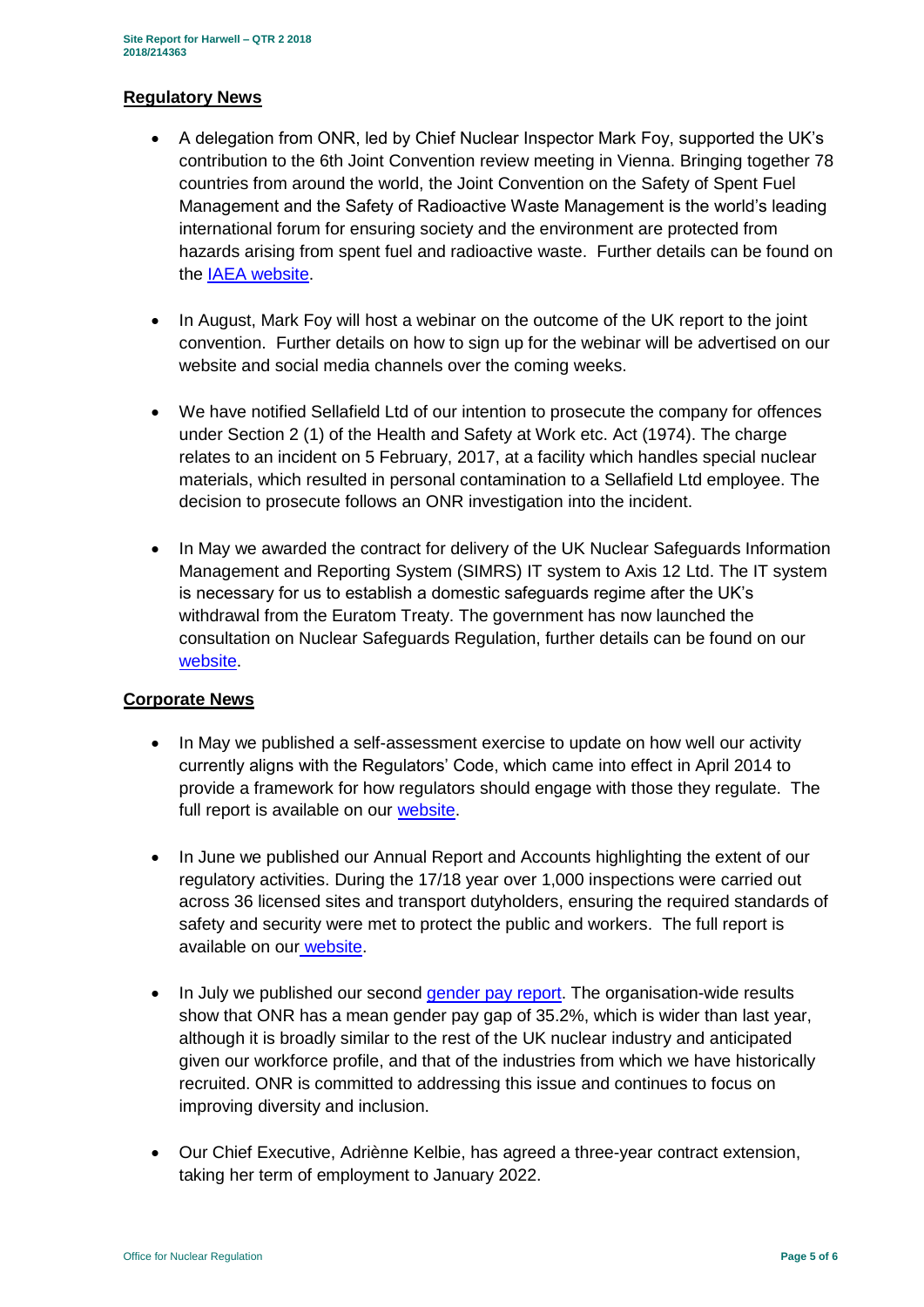## Regulatory News

- A delegation from ONR, led by Chief Nuclear Inspector Mark Foy, supported the UK's contribution to the 6th Joint Convention review meeting in Vienna. Bringing together 78 countries from around the world, the Joint Convention on the Safety of Spent Fuel Management and the Safety of Radioactive Waste Management is the world's leading international forum for ensuring society and the environment are protected from hazards arising from spent fuel and radioactive waste. Further details can be found on the IAEA website.

- In August, Mark Foy will host a webinar on the outcome of the UK report to the joint convention. Further details on how to sign up for the webinar will be advertised on our website and social media channels over the coming weeks.

- We have notified Sellafield Ltd of our intention to prosecute the company for offences under Section 2 (1) of the Health and Safety at Work etc. Act (1974). The charge relates to an incident on 5 February, 2017, at a facility which handles special nuclear materials, which resulted in personal contamination to a Sellafield Ltd employee. The decision to prosecute follows an ONR investigation into the incident.

- In May we awarded the contract for delivery of the UK Nuclear Safeguards Information Management and Reporting System (SIMRS) IT system to Axis 12 Ltd. The IT system is necessary for us to establish a domestic safeguards regime after the UK's withdrawal from the Euratom Treaty. The government has now launched the consultation on Nuclear Safeguards Regulation, further details can be found on our website.

## Corporate News

- In May we published a self-assessment exercise to update on how well our activity currently aligns with the Regulators' Code, which came into effect in April 2014 to provide a framework for how regulators should engage with those they regulate. The full report is available on our website.

- In June we published our Annual Report and Accounts highlighting the extent of our regulatory activities. During the 17/18 year over 1,000 inspections were carried out across 36 licensed sites and transport dutyholders, ensuring the required standards of safety and security were met to protect the public and workers. The full report is available on our website.

- In July we published our second gender pay report. The organisation-wide results show that ONR has a mean gender pay gap of 35.2%, which is wider than last year, although it is broadly similar to the rest of the UK nuclear industry and anticipated given our workforce profile, and that of the industries from which we have historically recruited. ONR is committed to addressing this issue and continues to focus on improving diversity and inclusion.

- Our Chief Executive, Adriènne Kelbie, has agreed a three-year contract extension, taking her term of employment to January 2022.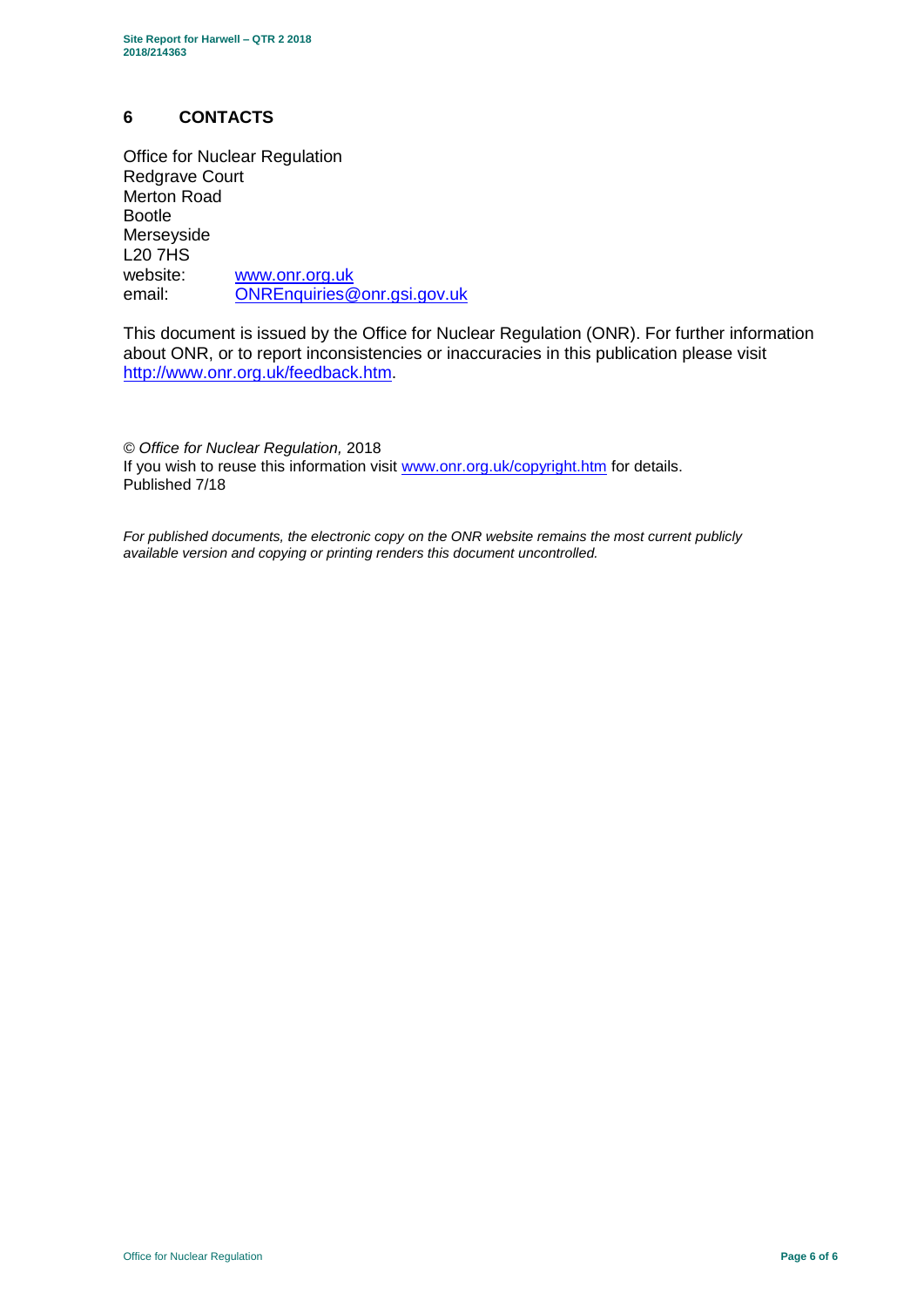## 6 CONTACTS

Office for Nuclear Regulation
Redgrave Court
Merton Road
Bootle
Merseyside
L20 7HS
website: www.onr.org.uk
email: ONREnquiries@onr.gsi.gov.uk

This document is issued by the Office for Nuclear Regulation (ONR). For further information about ONR, or to report inconsistencies or inaccuracies in this publication please visit http://www.onr.org.uk/feedback.htm.

© *Office for Nuclear Regulation,* 2018
If you wish to reuse this information visit www.onr.org.uk/copyright.htm for details.
Published 7/18

*For published documents, the electronic copy on the ONR website remains the most current publicly available version and copying or printing renders this document uncontrolled.*